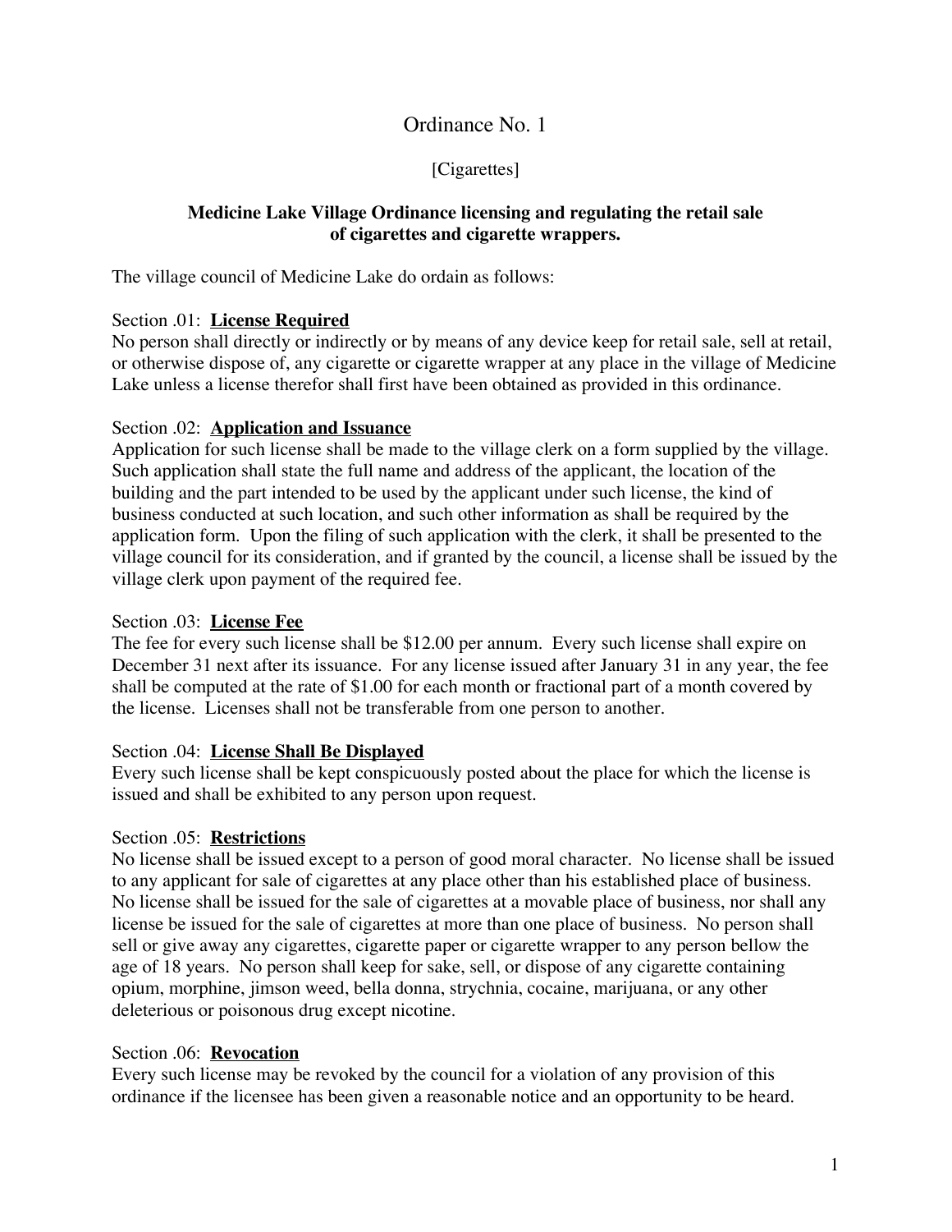# Ordinance No. 1

[Cigarettes]

**Medicine Lake Village Ordinance licensing and regulating the retail sale of cigarettes and cigarette wrappers.**

The village council of Medicine Lake do ordain as follows:

Section .01: **License Required**
No person shall directly or indirectly or by means of any device keep for retail sale, sell at retail, or otherwise dispose of, any cigarette or cigarette wrapper at any place in the village of Medicine Lake unless a license therefor shall first have been obtained as provided in this ordinance.

Section .02: **Application and Issuance**
Application for such license shall be made to the village clerk on a form supplied by the village. Such application shall state the full name and address of the applicant, the location of the building and the part intended to be used by the applicant under such license, the kind of business conducted at such location, and such other information as shall be required by the application form. Upon the filing of such application with the clerk, it shall be presented to the village council for its consideration, and if granted by the council, a license shall be issued by the village clerk upon payment of the required fee.

Section .03: **License Fee**
The fee for every such license shall be $12.00 per annum. Every such license shall expire on December 31 next after its issuance. For any license issued after January 31 in any year, the fee shall be computed at the rate of $1.00 for each month or fractional part of a month covered by the license. Licenses shall not be transferable from one person to another.

Section .04: **License Shall Be Displayed**
Every such license shall be kept conspicuously posted about the place for which the license is issued and shall be exhibited to any person upon request.

Section .05: **Restrictions**
No license shall be issued except to a person of good moral character. No license shall be issued to any applicant for sale of cigarettes at any place other than his established place of business. No license shall be issued for the sale of cigarettes at a movable place of business, nor shall any license be issued for the sale of cigarettes at more than one place of business. No person shall sell or give away any cigarettes, cigarette paper or cigarette wrapper to any person bellow the age of 18 years. No person shall keep for sake, sell, or dispose of any cigarette containing opium, morphine, jimson weed, bella donna, strychnia, cocaine, marijuana, or any other deleterious or poisonous drug except nicotine.

Section .06: **Revocation**
Every such license may be revoked by the council for a violation of any provision of this ordinance if the licensee has been given a reasonable notice and an opportunity to be heard.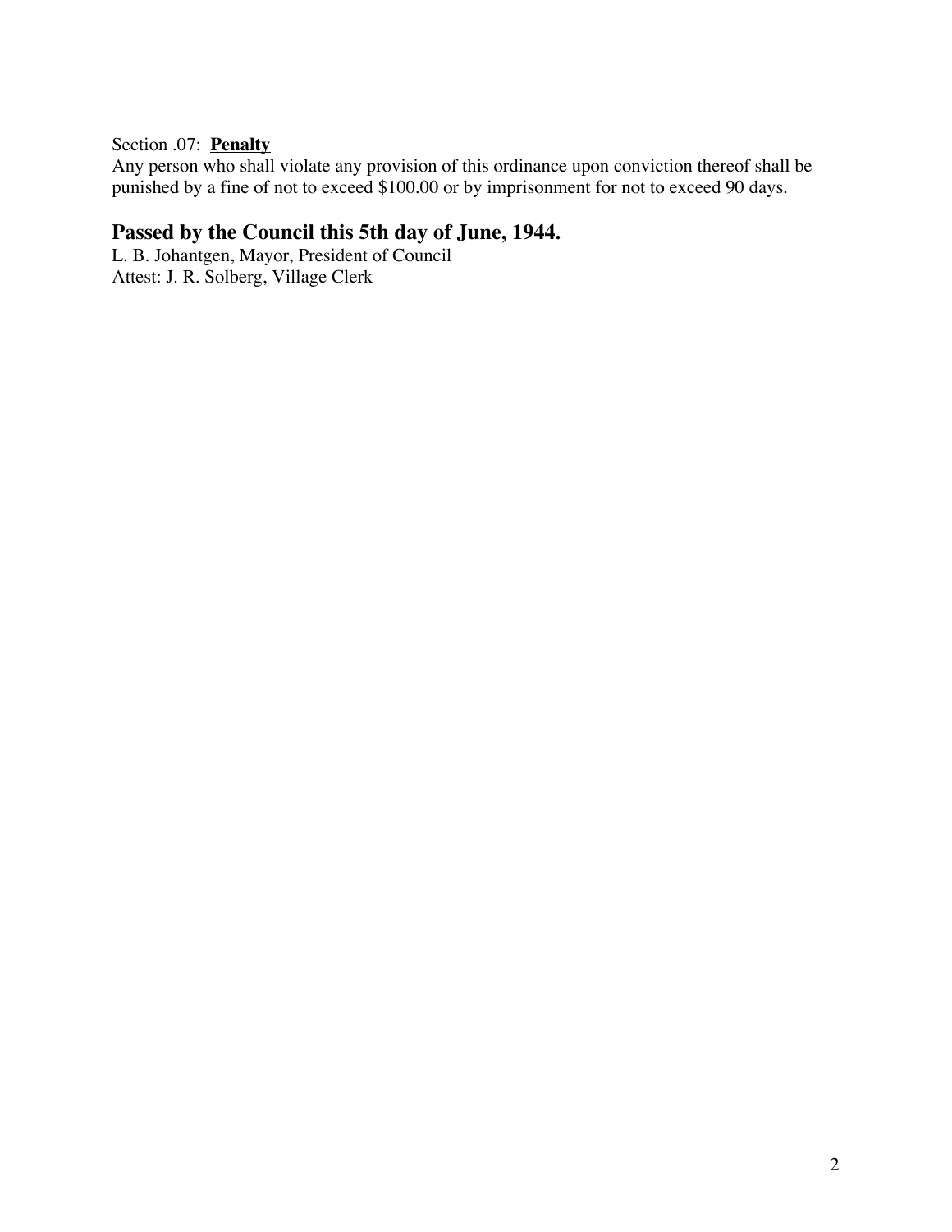Section .07: **<u>Penalty</u>**

Any person who shall violate any provision of this ordinance upon conviction thereof shall be punished by a fine of not to exceed $100.00 or by imprisonment for not to exceed 90 days.

## Passed by the Council this 5th day of June, 1944.

L. B. Johantgen, Mayor, President of Council
Attest: J. R. Solberg, Village Clerk